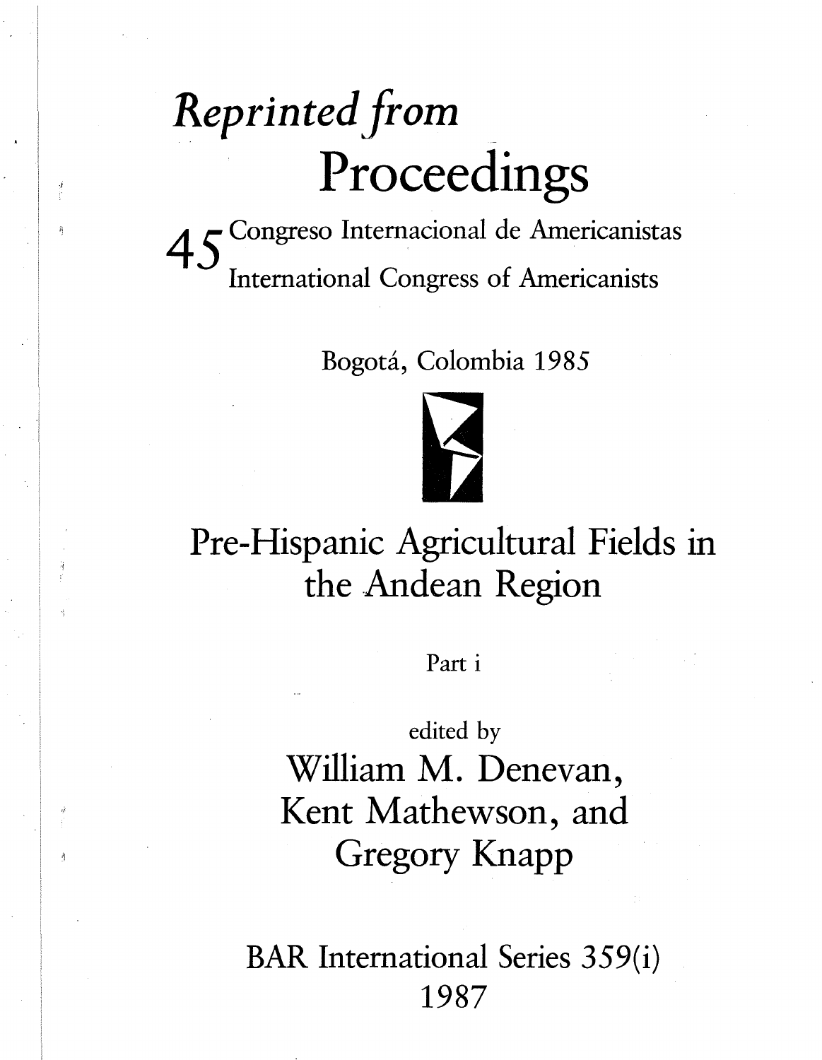*Reprinted from*

# Proceedings

45 Congreso Internacional de Americanistas
International Congress of Americanists

Bogotá, Colombia 1985

# Pre-Hispanic Agricultural Fields in the Andean Region

Part i

edited by

## William M. Denevan, Kent Mathewson, and Gregory Knapp

BAR International Series 359(i)
1987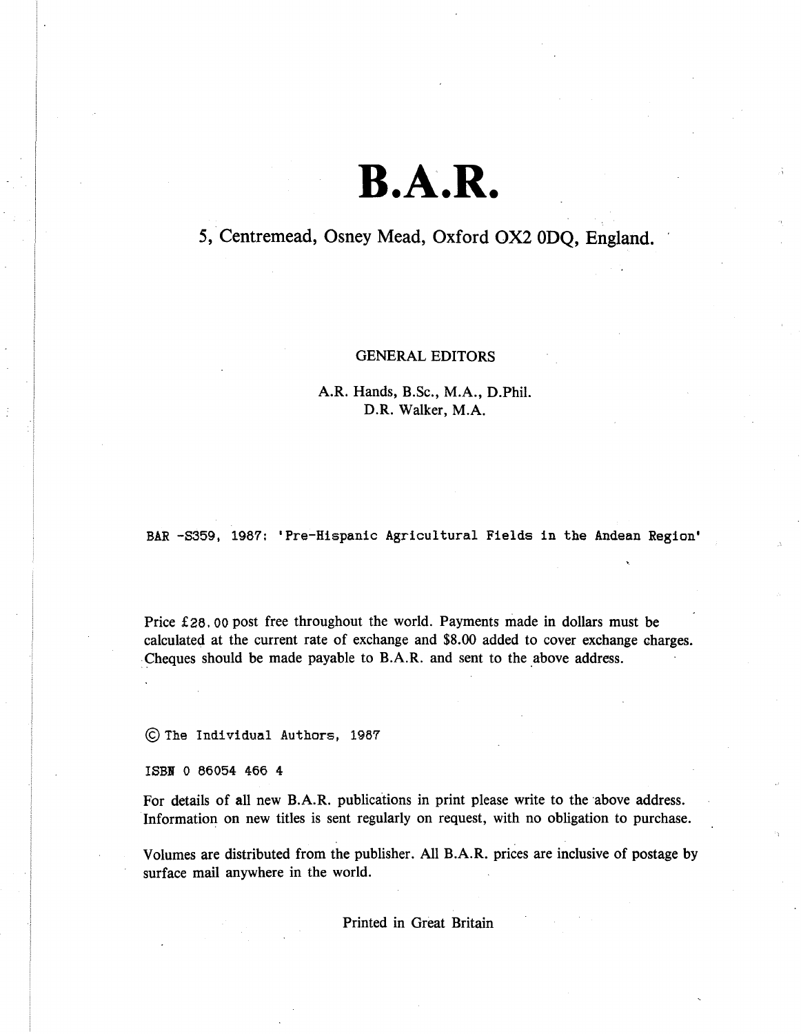# B.A.R.

5, Centremead, Osney Mead, Oxford OX2 0DQ, England.

GENERAL EDITORS

A.R. Hands, B.Sc., M.A., D.Phil.
D.R. Walker, M.A.

BAR -S359, 1987: 'Pre-Hispanic Agricultural Fields in the Andean Region'

Price £28.00 post free throughout the world. Payments made in dollars must be calculated at the current rate of exchange and $8.00 added to cover exchange charges. Cheques should be made payable to B.A.R. and sent to the above address.

© The Individual Authors, 1987

ISBN 0 86054 466 4

For details of all new B.A.R. publications in print please write to the above address. Information on new titles is sent regularly on request, with no obligation to purchase.

Volumes are distributed from the publisher. All B.A.R. prices are inclusive of postage by surface mail anywhere in the world.

Printed in Great Britain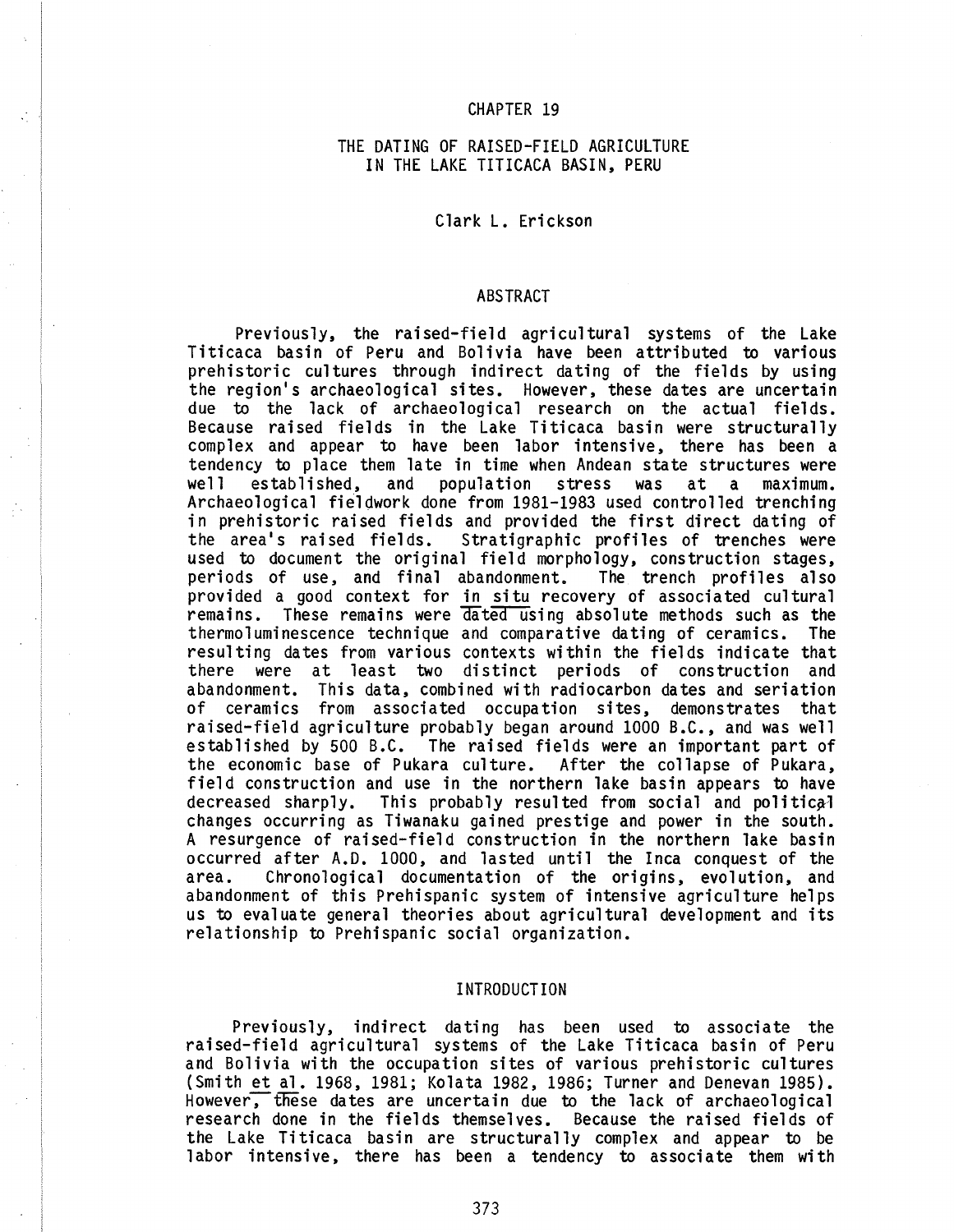# CHAPTER 19

## THE DATING OF RAISED-FIELD AGRICULTURE IN THE LAKE TITICACA BASIN, PERU

Clark L. Erickson

### ABSTRACT

Previously, the raised-field agricultural systems of the Lake Titicaca basin of Peru and Bolivia have been attributed to various prehistoric cultures through indirect dating of the fields by using the region's archaeological sites. However, these dates are uncertain due to the lack of archaeological research on the actual fields. Because raised fields in the Lake Titicaca basin were structurally complex and appear to have been labor intensive, there has been a tendency to place them late in time when Andean state structures were well established, and population stress was at a maximum. Archaeological fieldwork done from 1981-1983 used controlled trenching in prehistoric raised fields and provided the first direct dating of the area's raised fields. Stratigraphic profiles of trenches were used to document the original field morphology, construction stages, periods of use, and final abandonment. The trench profiles also provided a good context for *in situ* recovery of associated cultural remains. These remains were dated using absolute methods such as the thermoluminescence technique and comparative dating of ceramics. The resulting dates from various contexts within the fields indicate that there were at least two distinct periods of construction and abandonment. This data, combined with radiocarbon dates and seriation of ceramics from associated occupation sites, demonstrates that raised-field agriculture probably began around 1000 B.C., and was well established by 500 B.C. The raised fields were an important part of the economic base of Pukara culture. After the collapse of Pukara, field construction and use in the northern lake basin appears to have decreased sharply. This probably resulted from social and political changes occurring as Tiwanaku gained prestige and power in the south. A resurgence of raised-field construction in the northern lake basin occurred after A.D. 1000, and lasted until the Inca conquest of the area. Chronological documentation of the origins, evolution, and abandonment of this Prehispanic system of intensive agriculture helps us to evaluate general theories about agricultural development and its relationship to Prehispanic social organization.

### INTRODUCTION

Previously, indirect dating has been used to associate the raised-field agricultural systems of the Lake Titicaca basin of Peru and Bolivia with the occupation sites of various prehistoric cultures (Smith *et al*. 1968, 1981; Kolata 1982, 1986; Turner and Denevan 1985). However, these dates are uncertain due to the lack of archaeological research done in the fields themselves. Because the raised fields of the Lake Titicaca basin are structurally complex and appear to be labor intensive, there has been a tendency to associate them with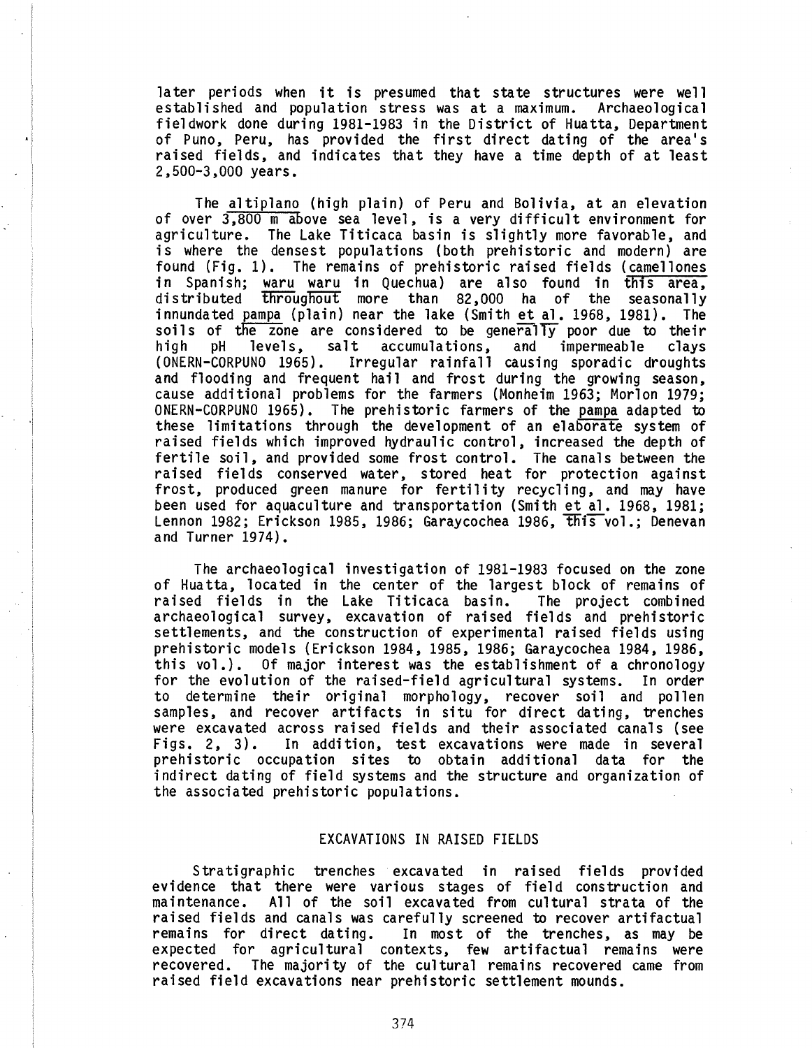later periods when it is presumed that state structures were well established and population stress was at a maximum. Archaeological fieldwork done during 1981-1983 in the District of Huatta, Department of Puno, Peru, has provided the first direct dating of the area's raised fields, and indicates that they have a time depth of at least 2,500-3,000 years.

The *altiplano* (high plain) of Peru and Bolivia, at an elevation of over 3,800 m above sea level, is a very difficult environment for agriculture. The Lake Titicaca basin is slightly more favorable, and is where the densest populations (both prehistoric and modern) are found (Fig. 1). The remains of prehistoric raised fields (*camellones* in Spanish; *waru waru* in Quechua) are also found in this area, distributed throughout more than 82,000 ha of the seasonally innundated *pampa* (plain) near the lake (Smith *et al.* 1968, 1981). The soils of the zone are considered to be generally poor due to their high pH levels, salt accumulations, and impermeable clays (ONERN-CORPUNO 1965). Irregular rainfall causing sporadic droughts and flooding and frequent hail and frost during the growing season, cause additional problems for the farmers (Monheim 1963; Morlon 1979; ONERN-CORPUNO 1965). The prehistoric farmers of the *pampa* adapted to these limitations through the development of an elaborate system of raised fields which improved hydraulic control, increased the depth of fertile soil, and provided some frost control. The canals between the raised fields conserved water, stored heat for protection against frost, produced green manure for fertility recycling, and may have been used for aquaculture and transportation (Smith *et al.* 1968, 1981; Lennon 1982; Erickson 1985, 1986; Garaycochea 1986, this vol.; Denevan and Turner 1974).

The archaeological investigation of 1981-1983 focused on the zone of Huatta, located in the center of the largest block of remains of raised fields in the Lake Titicaca basin. The project combined archaeological survey, excavation of raised fields and prehistoric settlements, and the construction of experimental raised fields using prehistoric models (Erickson 1984, 1985, 1986; Garaycochea 1984, 1986, this vol.). Of major interest was the establishment of a chronology for the evolution of the raised-field agricultural systems. In order to determine their original morphology, recover soil and pollen samples, and recover artifacts in situ for direct dating, trenches were excavated across raised fields and their associated canals (see Figs. 2, 3). In addition, test excavations were made in several prehistoric occupation sites to obtain additional data for the indirect dating of field systems and the structure and organization of the associated prehistoric populations.

## EXCAVATIONS IN RAISED FIELDS

Stratigraphic trenches excavated in raised fields provided evidence that there were various stages of field construction and maintenance. All of the soil excavated from cultural strata of the raised fields and canals was carefully screened to recover artifactual remains for direct dating. In most of the trenches, as may be expected for agricultural contexts, few artifactual remains were recovered. The majority of the cultural remains recovered came from raised field excavations near prehistoric settlement mounds.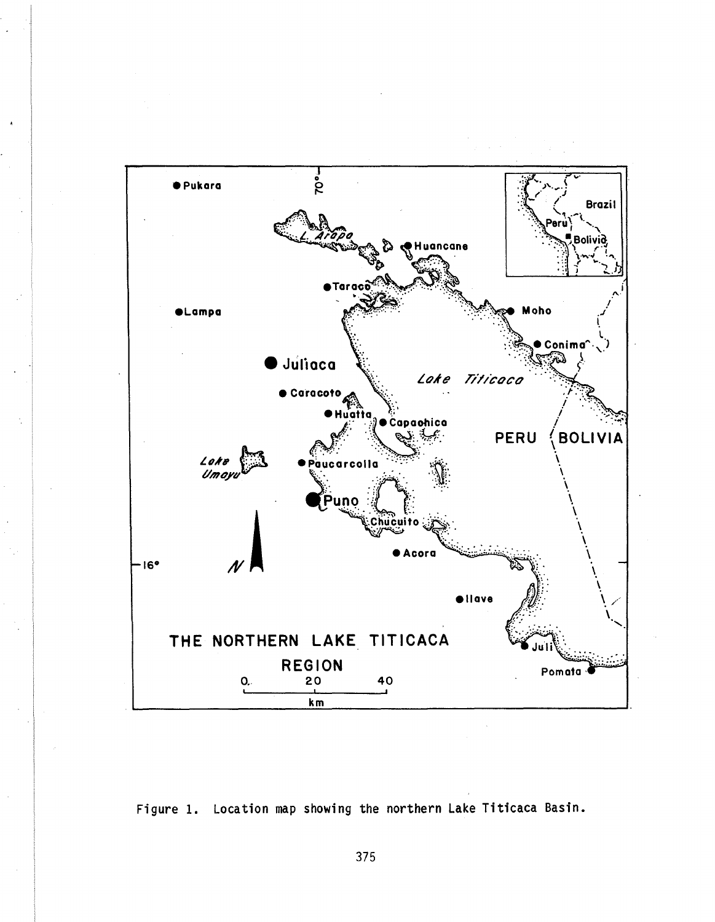Figure 1. Location map showing the northern Lake Titicaca Basin.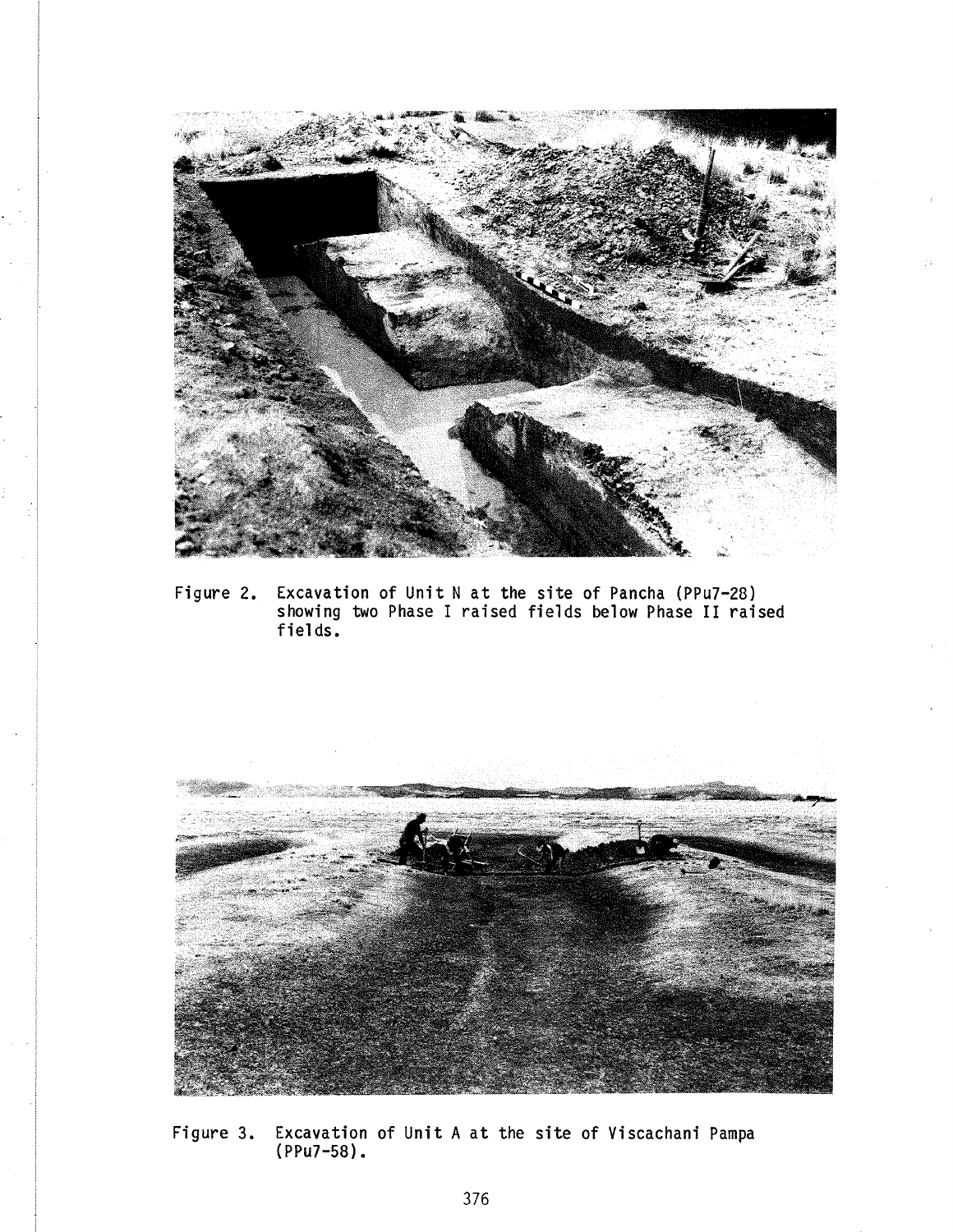Figure 2. Excavation of Unit N at the site of Pancha (PPu7-28) showing two Phase I raised fields below Phase II raised fields.

Figure 3. Excavation of Unit A at the site of Viscachani Pampa (PPu7-58).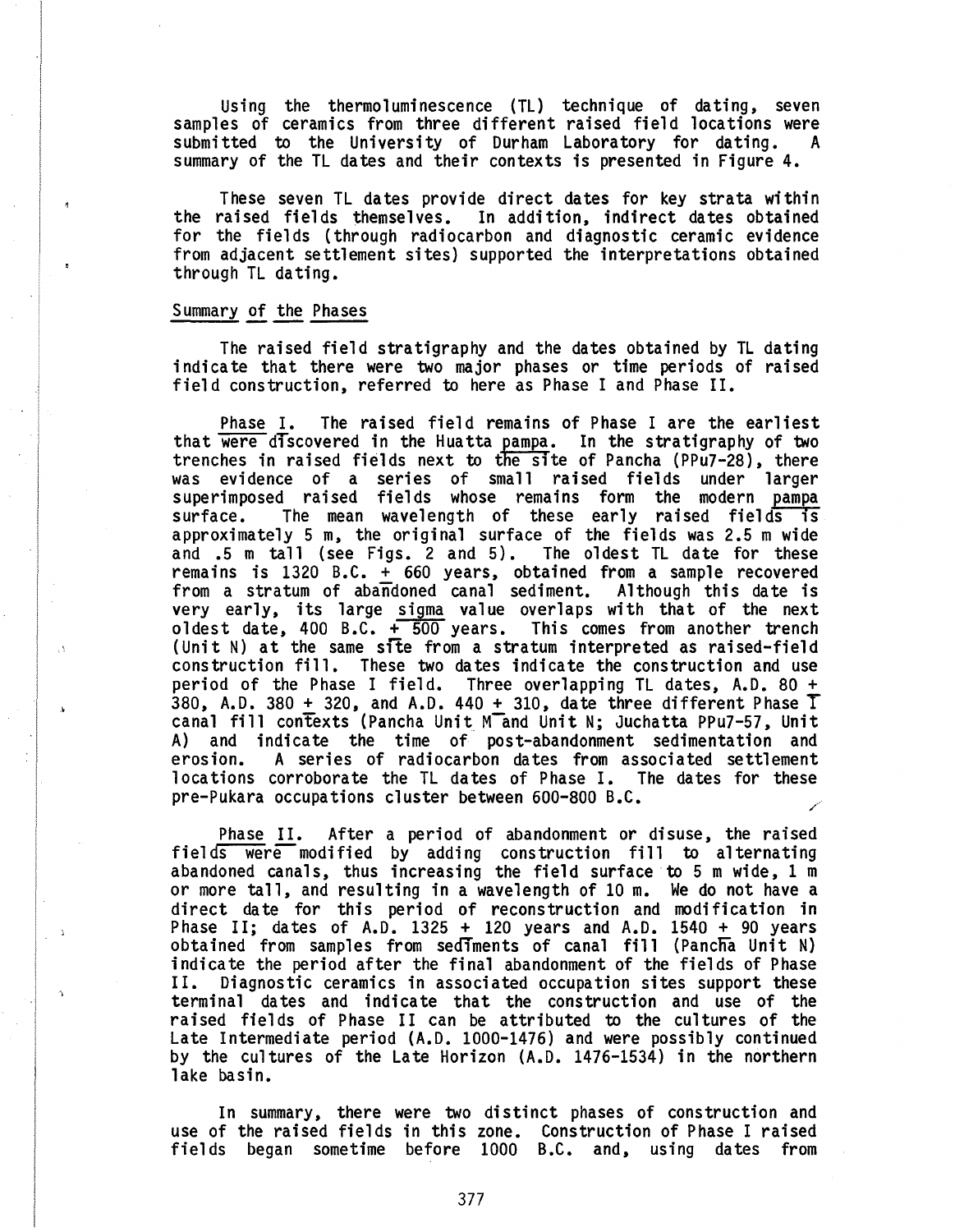Using the thermoluminescence (TL) technique of dating, seven samples of ceramics from three different raised field locations were submitted to the University of Durham Laboratory for dating. A summary of the TL dates and their contexts is presented in Figure 4.

These seven TL dates provide direct dates for key strata within the raised fields themselves. In addition, indirect dates obtained for the fields (through radiocarbon and diagnostic ceramic evidence from adjacent settlement sites) supported the interpretations obtained through TL dating.

## Summary of the Phases

The raised field stratigraphy and the dates obtained by TL dating indicate that there were two major phases or time periods of raised field construction, referred to here as Phase I and Phase II.

Phase I. The raised field remains of Phase I are the earliest that were discovered in the Huatta *pampa*. In the stratigraphy of two trenches in raised fields next to the site of Pancha (PPu7-28), there was evidence of a series of small raised fields under larger superimposed raised fields whose remains form the modern *pampa* surface. The mean wavelength of these early raised fields is approximately 5 m, the original surface of the fields was 2.5 m wide and .5 m tall (see Figs. 2 and 5). The oldest TL date for these remains is 1320 B.C. ± 660 years, obtained from a sample recovered from a stratum of abandoned canal sediment. Although this date is very early, its large *sigma* value overlaps with that of the next oldest date, 400 B.C. ± 500 years. This comes from another trench (Unit N) at the same site from a stratum interpreted as raised-field construction fill. These two dates indicate the construction and use period of the Phase I field. Three overlapping TL dates, A.D. 80 ± 380, A.D. 380 ± 320, and A.D. 440 ± 310, date three different Phase I canal fill contexts (Pancha Unit M and Unit N; Juchatta PPu7-57, Unit A) and indicate the time of post-abandonment sedimentation and erosion. A series of radiocarbon dates from associated settlement locations corroborate the TL dates of Phase I. The dates for these pre-Pukara occupations cluster between 600-800 B.C.

Phase II. After a period of abandonment or disuse, the raised fields were modified by adding construction fill to alternating abandoned canals, thus increasing the field surface to 5 m wide, 1 m or more tall, and resulting in a wavelength of 10 m. We do not have a direct date for this period of reconstruction and modification in Phase II; dates of A.D. 1325 ± 120 years and A.D. 1540 ± 90 years obtained from samples from sediments of canal fill (Pancha Unit N) indicate the period after the final abandonment of the fields of Phase II. Diagnostic ceramics in associated occupation sites support these terminal dates and indicate that the construction and use of the raised fields of Phase II can be attributed to the cultures of the Late Intermediate period (A.D. 1000-1476) and were possibly continued by the cultures of the Late Horizon (A.D. 1476-1534) in the northern lake basin.

In summary, there were two distinct phases of construction and use of the raised fields in this zone. Construction of Phase I raised fields began sometime before 1000 B.C. and, using dates from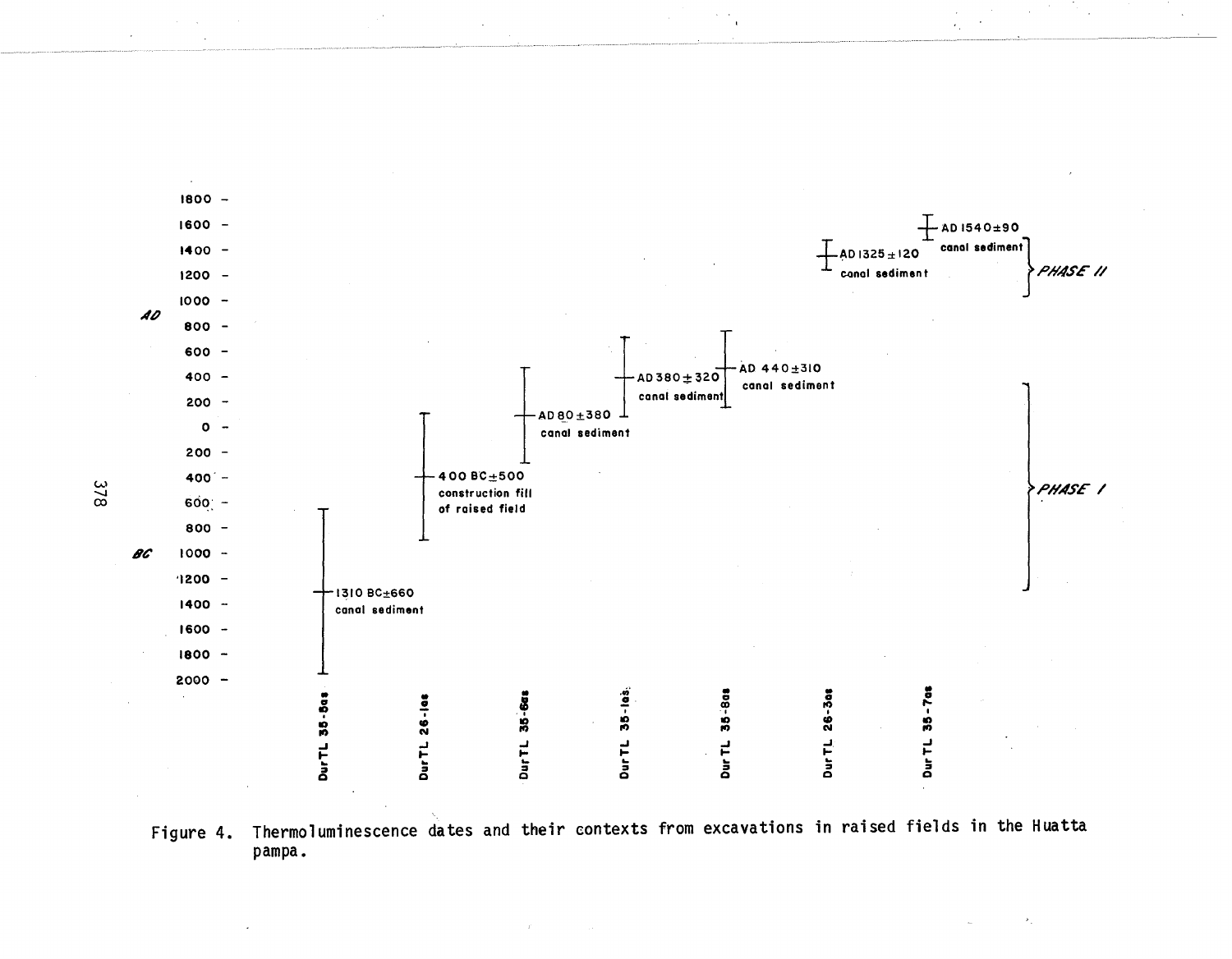| Sample | Date | Context | Phase |
| --- | --- | --- | --- |
| DurTL 35-5as | 1310 BC±660 | canal sediment | PHASE I |
| DurTL 26-1as | 400 BC±500 | construction fill of raised field | PHASE I |
| DurTL 35-6as | AD 80±380 | canal sediment | PHASE I |
| DurTL 35-1as | AD 380±320 | canal sediment | PHASE I |
| DurTL 35-8as | AD 440±310 | canal sediment | PHASE I |
| DurTL 26-3as | AD 1325±120 | canal sediment | PHASE II |
| DurTL 35-7as | AD 1540±90 | canal sediment | PHASE II |

Figure 4. Thermoluminescence dates and their contexts from excavations in raised fields in the Huatta pampa.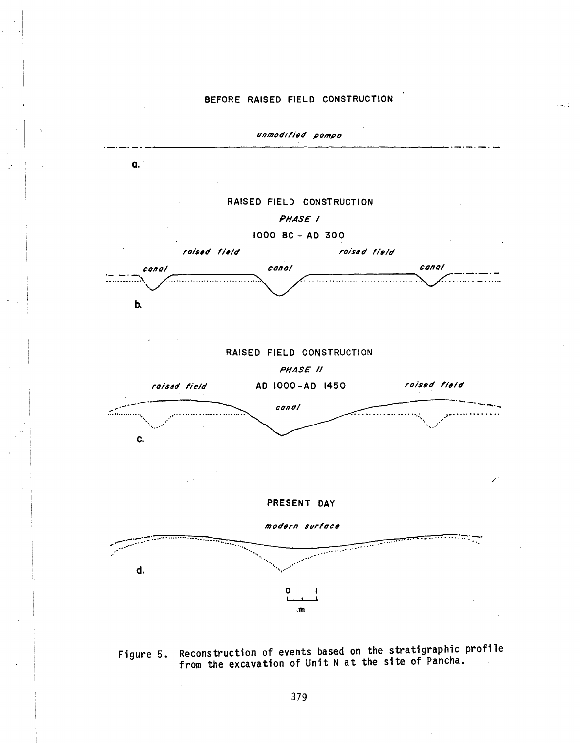BEFORE RAISED FIELD CONSTRUCTION

*unmodified pampa*

a.

RAISED FIELD CONSTRUCTION

*PHASE I*

1000 BC - AD 300

*raised field* *raised field*

*canal* *canal* *canal*

b.

RAISED FIELD CONSTRUCTION

*PHASE II*

*raised field* AD 1000-AD 1450 *raised field*

*canal*

c.

PRESENT DAY

*modern surface*

d.

0 1

m

Figure 5. Reconstruction of events based on the stratigraphic profile from the excavation of Unit N at the site of Pancha.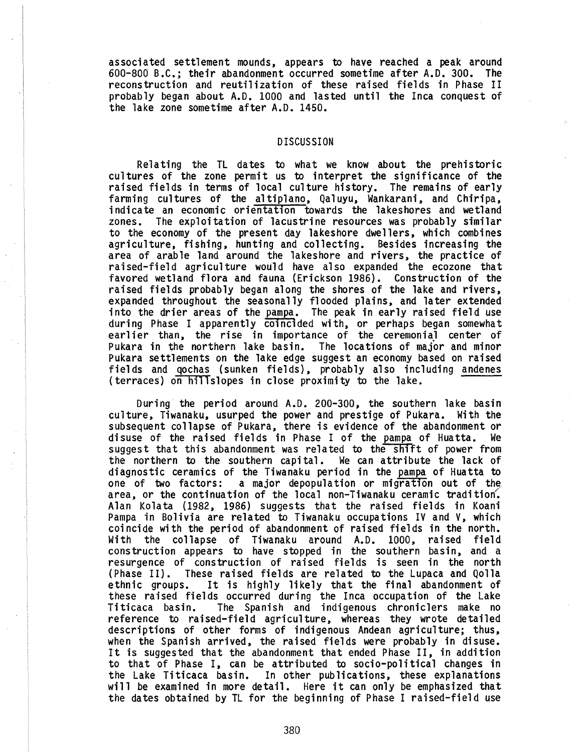associated settlement mounds, appears to have reached a peak around 600-800 B.C.; their abandonment occurred sometime after A.D. 300. The reconstruction and reutilization of these raised fields in Phase II probably began about A.D. 1000 and lasted until the Inca conquest of the lake zone sometime after A.D. 1450.

## DISCUSSION

Relating the TL dates to what we know about the prehistoric cultures of the zone permit us to interpret the significance of the raised fields in terms of local culture history. The remains of early farming cultures of the altiplano, Qaluyu, Wankarani, and Chiripa, indicate an economic orientation towards the lakeshores and wetland zones. The exploitation of lacustrine resources was probably similar to the economy of the present day lakeshore dwellers, which combines agriculture, fishing, hunting and collecting. Besides increasing the area of arable land around the lakeshore and rivers, the practice of raised-field agriculture would have also expanded the ecozone that favored wetland flora and fauna (Erickson 1986). Construction of the raised fields probably began along the shores of the lake and rivers, expanded throughout the seasonally flooded plains, and later extended into the drier areas of the pampa. The peak in early raised field use during Phase I apparently coincided with, or perhaps began somewhat earlier than, the rise in importance of the ceremonial center of Pukara in the northern lake basin. The locations of major and minor Pukara settlements on the lake edge suggest an economy based on raised fields and qochas (sunken fields), probably also including andenes (terraces) on hillslopes in close proximity to the lake.

During the period around A.D. 200-300, the southern lake basin culture, Tiwanaku, usurped the power and prestige of Pukara. With the subsequent collapse of Pukara, there is evidence of the abandonment or disuse of the raised fields in Phase I of the pampa of Huatta. We suggest that this abandonment was related to the shift of power from the northern to the southern capital. We can attribute the lack of diagnostic ceramics of the Tiwanaku period in the pampa of Huatta to one of two factors: a major depopulation or migration out of the area, or the continuation of the local non-Tiwanaku ceramic tradition. Alan Kolata (1982, 1986) suggests that the raised fields in Koani Pampa in Bolivia are related to Tiwanaku occupations IV and V, which coincide with the period of abandonment of raised fields in the north. With the collapse of Tiwanaku around A.D. 1000, raised field construction appears to have stopped in the southern basin, and a resurgence of construction of raised fields is seen in the north (Phase II). These raised fields are related to the Lupaca and Qolla ethnic groups. It is highly likely that the final abandonment of these raised fields occurred during the Inca occupation of the Lake Titicaca basin. The Spanish and indigenous chroniclers make no reference to raised-field agriculture, whereas they wrote detailed descriptions of other forms of indigenous Andean agriculture; thus, when the Spanish arrived, the raised fields were probably in disuse. It is suggested that the abandonment that ended Phase II, in addition to that of Phase I, can be attributed to socio-political changes in the Lake Titicaca basin. In other publications, these explanations will be examined in more detail. Here it can only be emphasized that the dates obtained by TL for the beginning of Phase I raised-field use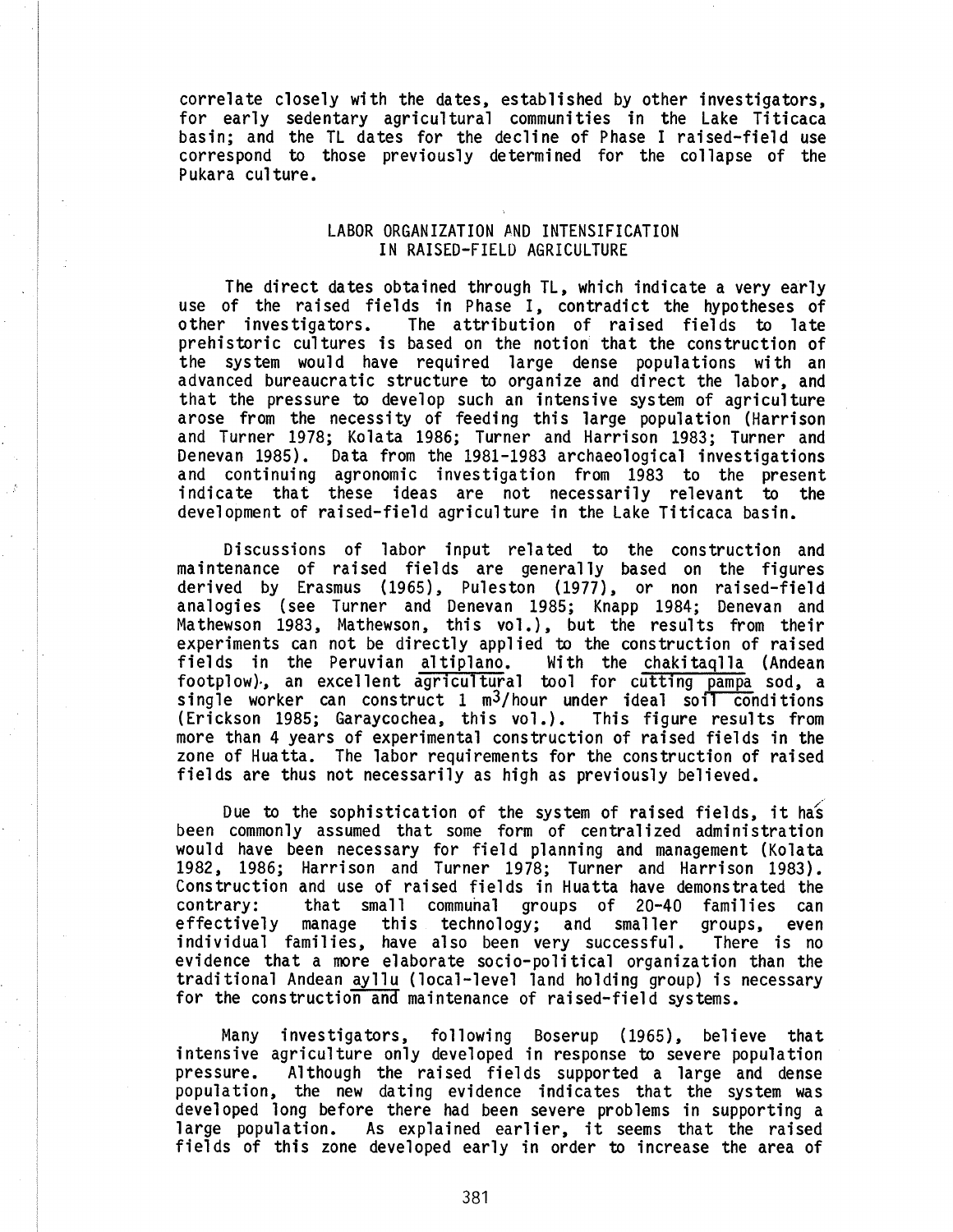correlate closely with the dates, established by other investigators, for early sedentary agricultural communities in the Lake Titicaca basin; and the TL dates for the decline of Phase I raised-field use correspond to those previously determined for the collapse of the Pukara culture.

## LABOR ORGANIZATION AND INTENSIFICATION IN RAISED-FIELD AGRICULTURE

The direct dates obtained through TL, which indicate a very early use of the raised fields in Phase I, contradict the hypotheses of other investigators. The attribution of raised fields to late prehistoric cultures is based on the notion that the construction of the system would have required large dense populations with an advanced bureaucratic structure to organize and direct the labor, and that the pressure to develop such an intensive system of agriculture arose from the necessity of feeding this large population (Harrison and Turner 1978; Kolata 1986; Turner and Harrison 1983; Turner and Denevan 1985). Data from the 1981-1983 archaeological investigations and continuing agronomic investigation from 1983 to the present indicate that these ideas are not necessarily relevant to the development of raised-field agriculture in the Lake Titicaca basin.

Discussions of labor input related to the construction and maintenance of raised fields are generally based on the figures derived by Erasmus (1965), Puleston (1977), or non raised-field analogies (see Turner and Denevan 1985; Knapp 1984; Denevan and Mathewson 1983, Mathewson, this vol.), but the results from their experiments can not be directly applied to the construction of raised fields in the Peruvian *altiplano*. With the *chakitaqlla* (Andean footplow), an excellent agricultural tool for cutting *pampa* sod, a single worker can construct 1 $m^3$/hour under ideal soil conditions (Erickson 1985; Garaycochea, this vol.). This figure results from more than 4 years of experimental construction of raised fields in the zone of Huatta. The labor requirements for the construction of raised fields are thus not necessarily as high as previously believed.

Due to the sophistication of the system of raised fields, it has been commonly assumed that some form of centralized administration would have been necessary for field planning and management (Kolata 1982, 1986; Harrison and Turner 1978; Turner and Harrison 1983). Construction and use of raised fields in Huatta have demonstrated the contrary: that small communal groups of 20-40 families can effectively manage this technology; and smaller groups, even individual families, have also been very successful. There is no evidence that a more elaborate socio-political organization than the traditional Andean *ayllu* (local-level land holding group) is necessary for the construction and maintenance of raised-field systems.

Many investigators, following Boserup (1965), believe that intensive agriculture only developed in response to severe population pressure. Although the raised fields supported a large and dense population, the new dating evidence indicates that the system was developed long before there had been severe problems in supporting a large population. As explained earlier, it seems that the raised fields of this zone developed early in order to increase the area of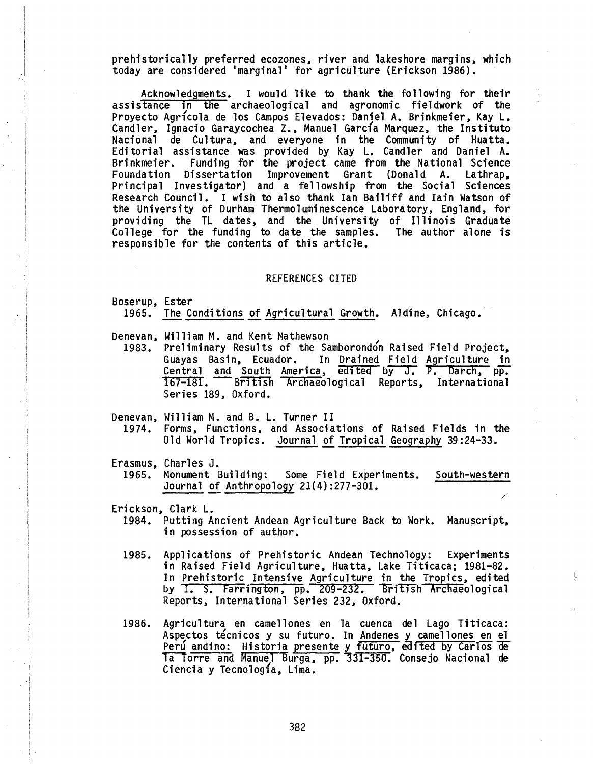prehistorically preferred ecozones, river and lakeshore margins, which today are considered 'marginal' for agriculture (Erickson 1986).

Acknowledgments. I would like to thank the following for their assistance in the archaeological and agronomic fieldwork of the Proyecto Agrícola de los Campos Elevados: Daniel A. Brinkmeier, Kay L. Candler, Ignacio Garaycochea Z., Manuel García Marquez, the Instituto Nacional de Cultura, and everyone in the Community of Huatta. Editorial assistance was provided by Kay L. Candler and Daniel A. Brinkmeier. Funding for the project came from the National Science Foundation Dissertation Improvement Grant (Donald A. Lathrap, Principal Investigator) and a fellowship from the Social Sciences Research Council. I wish to also thank Ian Bailiff and Iain Watson of the University of Durham Thermoluminescence Laboratory, England, for providing the TL dates, and the University of Illinois Graduate College for the funding to date the samples. The author alone is responsible for the contents of this article.

## REFERENCES CITED

Boserup, Ester
1965. The Conditions of Agricultural Growth. Aldine, Chicago.

Denevan, William M. and Kent Mathewson
1983. Preliminary Results of the Samborondón Raised Field Project, Guayas Basin, Ecuador. In Drained Field Agriculture in Central and South America, edited by J. P. Darch, pp. 167-181. British Archaeological Reports, International Series 189, Oxford.

Denevan, William M. and B. L. Turner II
1974. Forms, Functions, and Associations of Raised Fields in the Old World Tropics. Journal of Tropical Geography 39:24-33.

Erasmus, Charles J.
1965. Monument Building: Some Field Experiments. South-western Journal of Anthropology 21(4):277-301.

Erickson, Clark L.
1984. Putting Ancient Andean Agriculture Back to Work. Manuscript, in possession of author.

1985. Applications of Prehistoric Andean Technology: Experiments in Raised Field Agriculture, Huatta, Lake Titicaca; 1981-82. In Prehistoric Intensive Agriculture in the Tropics, edited by I. S. Farrington, pp. 209-232. British Archaeological Reports, International Series 232, Oxford.

1986. Agricultura en camellones en la cuenca del Lago Titicaca: Aspectos técnicos y su futuro. In Andenes y camellones en el Perú andino: Historia presente y futuro, edited by Carlos de la Torre and Manuel Burga, pp. 331-350. Consejo Nacional de Ciencia y Tecnología, Lima.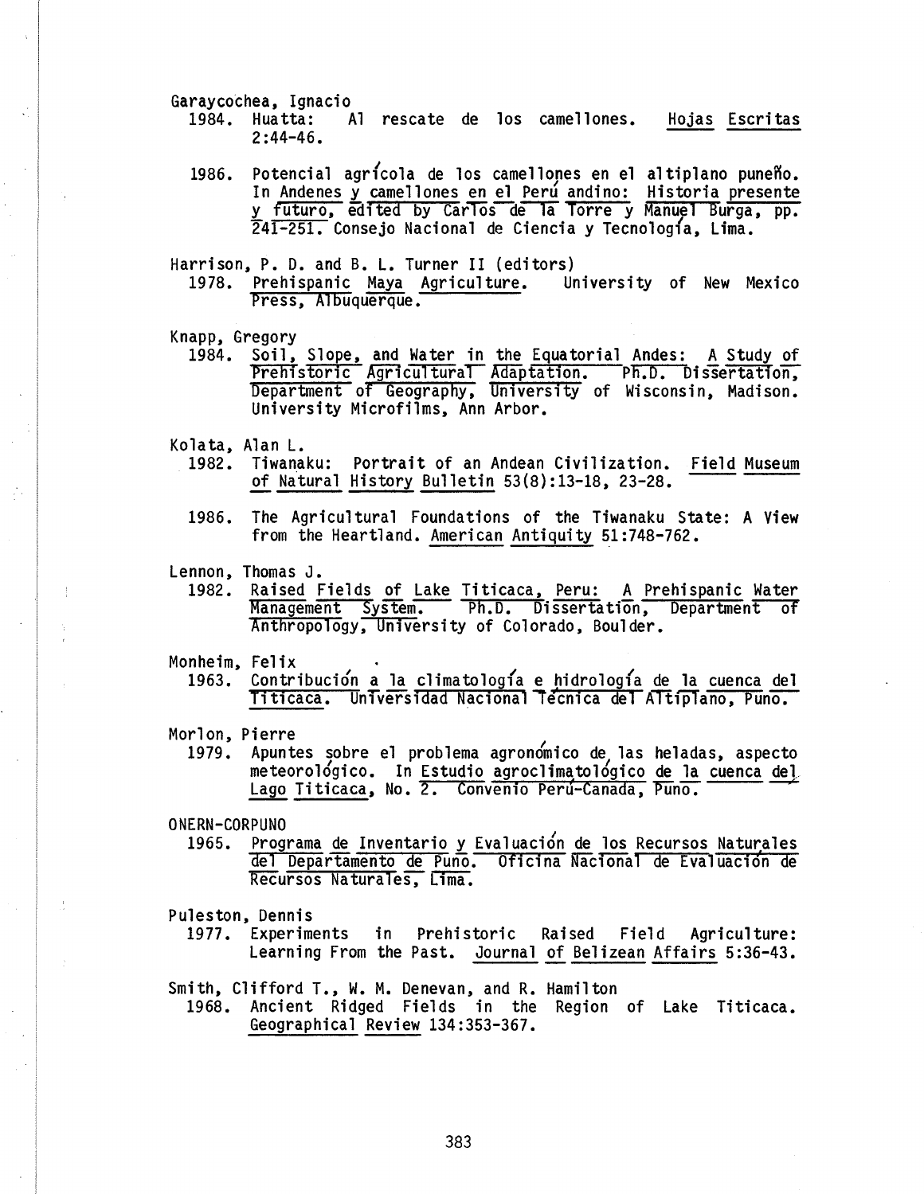Garaycochea, Ignacio

1984. Huatta: Al rescate de los camellones. Hojas Escritas 2:44-46.

1986. Potencial agrícola de los camellones en el altiplano puneño. In Andenes y camellones en el Perú andino: Historia presente y futuro, edited by Carlos de la Torre y Manuel Burga, pp. 241-251. Consejo Nacional de Ciencia y Tecnología, Lima.

Harrison, P. D. and B. L. Turner II (editors)

1978. Prehispanic Maya Agriculture. University of New Mexico Press, Albuquerque.

Knapp, Gregory

1984. Soil, Slope, and Water in the Equatorial Andes: A Study of Prehistoric Agricultural Adaptation. Ph.D. Dissertation, Department of Geography, University of Wisconsin, Madison. University Microfilms, Ann Arbor.

Kolata, Alan L.

1982. Tiwanaku: Portrait of an Andean Civilization. Field Museum of Natural History Bulletin 53(8):13-18, 23-28.

1986. The Agricultural Foundations of the Tiwanaku State: A View from the Heartland. American Antiquity 51:748-762.

Lennon, Thomas J.

1982. Raised Fields of Lake Titicaca, Peru: A Prehispanic Water Management System. Ph.D. Dissertation, Department of Anthropology, University of Colorado, Boulder.

Monheim, Felix

1963. Contribución a la climatología e hidrología de la cuenca del Titicaca. Universidad Nacional Técnica del Altiplano, Puno.

Morlon, Pierre

1979. Apuntes sobre el problema agronómico de las heladas, aspecto meteorológico. In Estudio agroclimatológico de la cuenca del Lago Titicaca, No. 2. Convenio Perú-Canada, Puno.

ONERN-CORPUNO

1965. Programa de Inventario y Evaluación de los Recursos Naturales del Departamento de Puno. Oficina Nacional de Evaluación de Recursos Naturales, Lima.

Puleston, Dennis

1977. Experiments in Prehistoric Raised Field Agriculture: Learning From the Past. Journal of Belizean Affairs 5:36-43.

Smith, Clifford T., W. M. Denevan, and R. Hamilton

1968. Ancient Ridged Fields in the Region of Lake Titicaca. Geographical Review 134:353-367.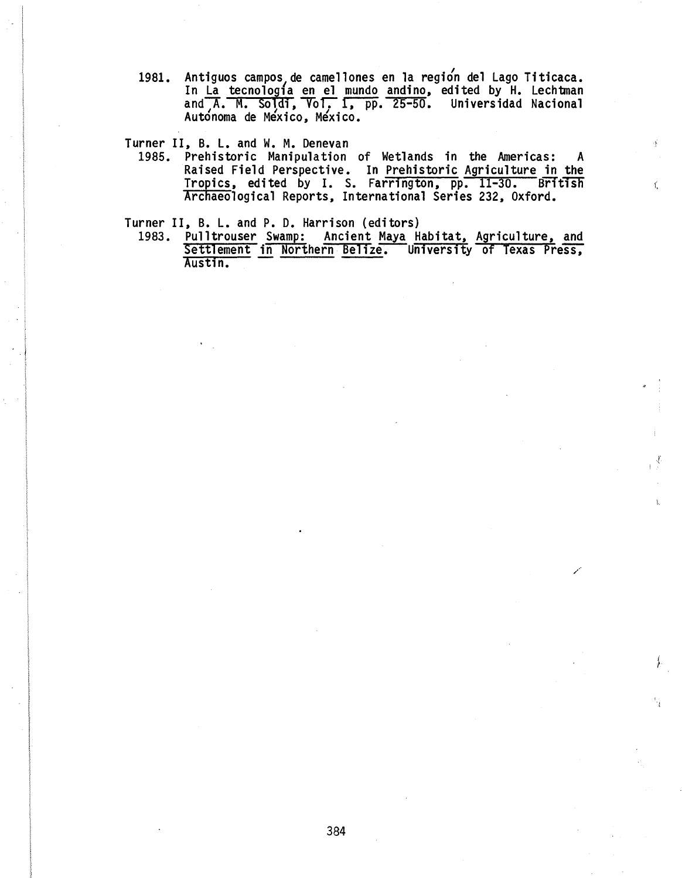1981. Antiguos campos de camellones en la región del Lago Titicaca. In La tecnología en el mundo andino, edited by H. Lechtman and A. M. Soldi, Vol. 1, pp. 25-50. Universidad Nacional Autónoma de México, México.

Turner II, B. L. and W. M. Denevan
1985. Prehistoric Manipulation of Wetlands in the Americas: A Raised Field Perspective. In Prehistoric Agriculture in the Tropics, edited by I. S. Farrington, pp. 11-30. British Archaeological Reports, International Series 232, Oxford.

Turner II, B. L. and P. D. Harrison (editors)
1983. Pulltrouser Swamp: Ancient Maya Habitat, Agriculture, and Settlement in Northern Belize. University of Texas Press, Austin.